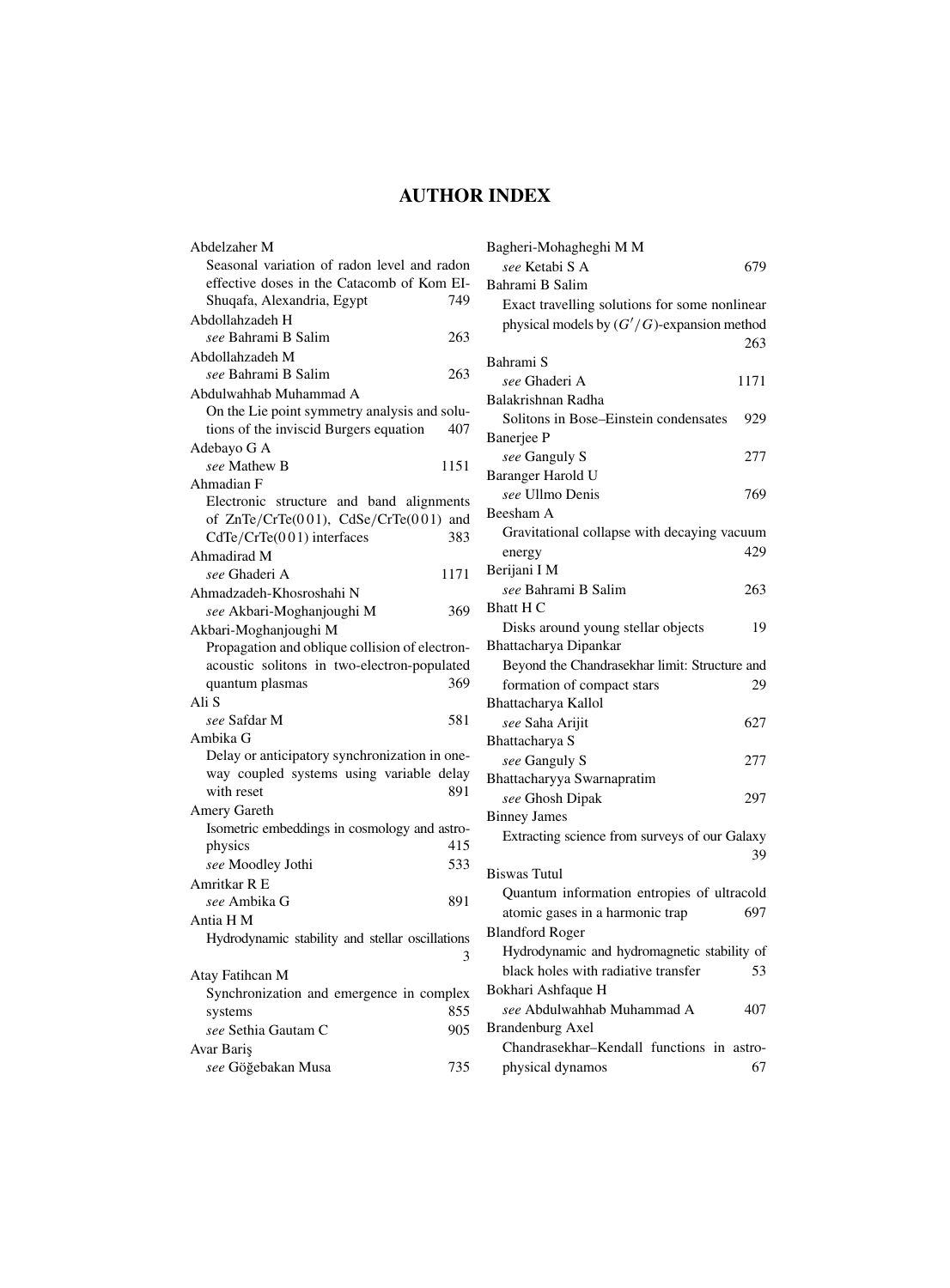# AUTHOR INDEX

Abdelzaher M
Seasonal variation of radon level and radon effective doses in the Catacomb of Kom El-Shuqafa, Alexandria, Egypt 749

Abdollahzadeh H
*see* Bahrami B Salim 263

Abdollahzadeh M
*see* Bahrami B Salim 263

Abdulwahhab Muhammad A
On the Lie point symmetry analysis and solutions of the inviscid Burgers equation 407

Adebayo G A
*see* Mathew B 1151

Ahmadian F
Electronic structure and band alignments of ZnTe/CrTe(0 0 1), CdSe/CrTe(0 0 1) and CdTe/CrTe(0 0 1) interfaces 383

Ahmadirad M
*see* Ghaderi A 1171

Ahmadzadeh-Khosroshahi N
*see* Akbari-Moghanjoughi M 369

Akbari-Moghanjoughi M
Propagation and oblique collision of electron-acoustic solitons in two-electron-populated quantum plasmas 369

Ali S
*see* Safdar M 581

Ambika G
Delay or anticipatory synchronization in one-way coupled systems using variable delay with reset 891

Amery Gareth
Isometric embeddings in cosmology and astrophysics 415
*see* Moodley Jothi 533

Amritkar R E
*see* Ambika G 891

Antia H M
Hydrodynamic stability and stellar oscillations 3

Atay Fatihcan M
Synchronization and emergence in complex systems 855
*see* Sethia Gautam C 905

Avar Bariş
*see* Göğebakan Musa 735

Bagheri-Mohagheghi M M
*see* Ketabi S A 679

Bahrami B Salim
Exact travelling solutions for some nonlinear physical models by $(G'/G)$-expansion method 263

Bahrami S
*see* Ghaderi A 1171

Balakrishnan Radha
Solitons in Bose–Einstein condensates 929

Banerjee P
*see* Ganguly S 277

Baranger Harold U
*see* Ullmo Denis 769

Beesham A
Gravitational collapse with decaying vacuum energy 429

Berijani I M
*see* Bahrami B Salim 263

Bhatt H C
Disks around young stellar objects 19

Bhattacharya Dipankar
Beyond the Chandrasekhar limit: Structure and formation of compact stars 29

Bhattacharya Kallol
*see* Saha Arijit 627

Bhattacharya S
*see* Ganguly S 277

Bhattacharyya Swarnapratim
*see* Ghosh Dipak 297

Binney James
Extracting science from surveys of our Galaxy 39

Biswas Tutul
Quantum information entropies of ultracold atomic gases in a harmonic trap 697

Blandford Roger
Hydrodynamic and hydromagnetic stability of black holes with radiative transfer 53

Bokhari Ashfaque H
*see* Abdulwahhab Muhammad A 407

Brandenburg Axel
Chandrasekhar–Kendall functions in astrophysical dynamos 67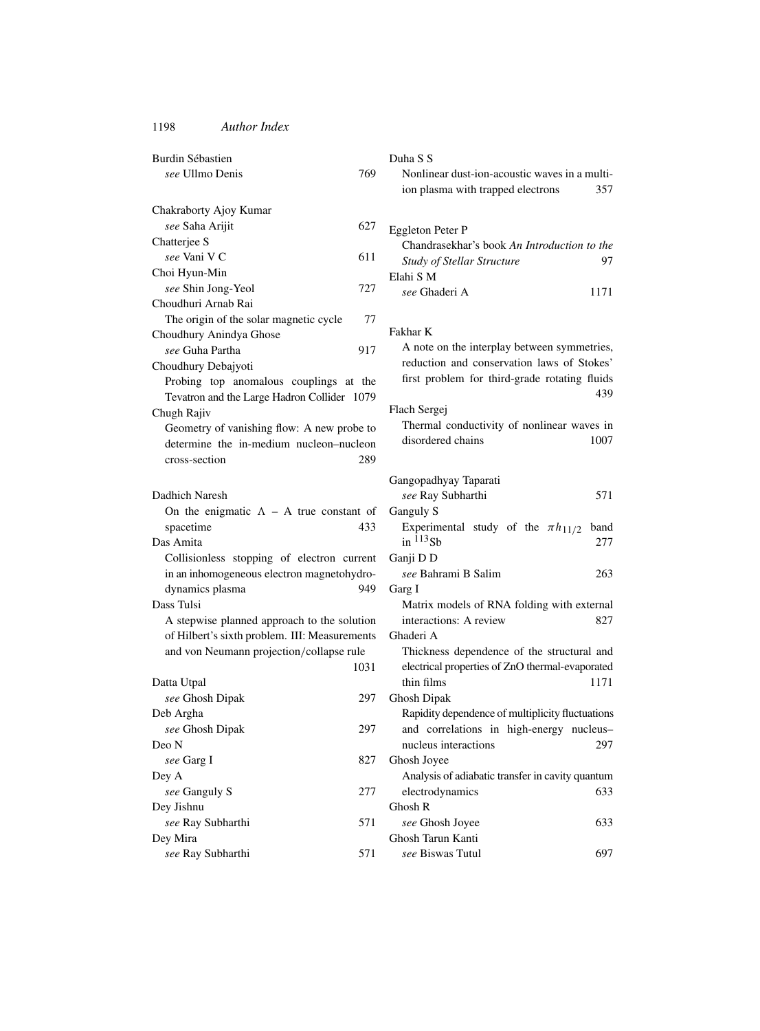Burdin Sébastien
*see* Ullmo Denis 769

Chakraborty Ajoy Kumar
*see* Saha Arijit 627

Chatterjee S
*see* Vani V C 611

Choi Hyun-Min
*see* Shin Jong-Yeol 727

Choudhuri Arnab Rai
The origin of the solar magnetic cycle 77

Choudhury Anindya Ghose
*see* Guha Partha 917

Choudhury Debajyoti
Probing top anomalous couplings at the Tevatron and the Large Hadron Collider 1079

Chugh Rajiv
Geometry of vanishing flow: A new probe to determine the in-medium nucleon–nucleon cross-section 289

Dadhich Naresh
On the enigmatic $\Lambda$ – A true constant of spacetime 433

Das Amita
Collisionless stopping of electron current in an inhomogeneous electron magnetohydrodynamics plasma 949

Dass Tulsi
A stepwise planned approach to the solution of Hilbert's sixth problem. III: Measurements and von Neumann projection/collapse rule 1031

Datta Utpal
*see* Ghosh Dipak 297

Deb Argha
*see* Ghosh Dipak 297

Deo N
*see* Garg I 827

Dey A
*see* Ganguly S 277

Dey Jishnu
*see* Ray Subharthi 571

Dey Mira
*see* Ray Subharthi 571

Duha S S
Nonlinear dust-ion-acoustic waves in a multi-ion plasma with trapped electrons 357

Eggleton Peter P
Chandrasekhar's book *An Introduction to the Study of Stellar Structure* 97

Elahi S M
*see* Ghaderi A 1171

Fakhar K
A note on the interplay between symmetries, reduction and conservation laws of Stokes' first problem for third-grade rotating fluids 439

Flach Sergej
Thermal conductivity of nonlinear waves in disordered chains 1007

Gangopadhyay Taparati
*see* Ray Subharthi 571

Ganguly S
Experimental study of the $\pi h_{11/2}$ band in $^{113}$Sb 277

Ganji D D
*see* Bahrami B Salim 263

Garg I
Matrix models of RNA folding with external interactions: A review 827

Ghaderi A
Thickness dependence of the structural and electrical properties of ZnO thermal-evaporated thin films 1171

Ghosh Dipak
Rapidity dependence of multiplicity fluctuations and correlations in high-energy nucleus–nucleus interactions 297

Ghosh Joyee
Analysis of adiabatic transfer in cavity quantum electrodynamics 633

Ghosh R
*see* Ghosh Joyee 633

Ghosh Tarun Kanti
*see* Biswas Tutul 697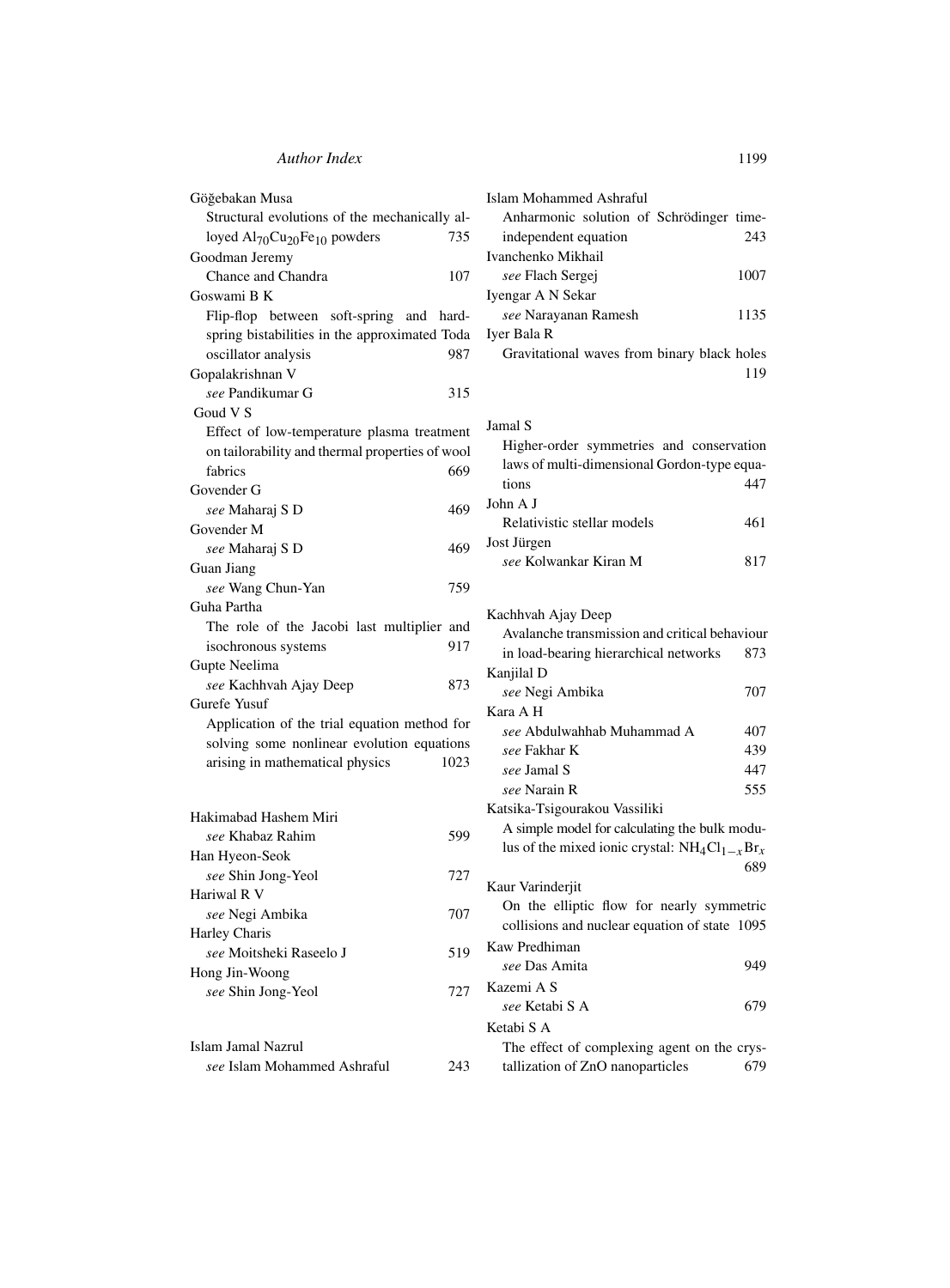Göğebakan Musa
Structural evolutions of the mechanically alloyed $Al_{70}Cu_{20}Fe_{10}$ powders 735

Goodman Jeremy
Chance and Chandra 107

Goswami B K
Flip-flop between soft-spring and hard-spring bistabilities in the approximated Toda oscillator analysis 987

Gopalakrishnan V
*see* Pandikumar G 315

Goud V S
Effect of low-temperature plasma treatment on tailorability and thermal properties of wool fabrics 669

Govender G
*see* Maharaj S D 469

Govender M
*see* Maharaj S D 469

Guan Jiang
*see* Wang Chun-Yan 759

Guha Partha
The role of the Jacobi last multiplier and isochronous systems 917

Gupte Neelima
*see* Kachhvah Ajay Deep 873

Gurefe Yusuf
Application of the trial equation method for solving some nonlinear evolution equations arising in mathematical physics 1023

Hakimabad Hashem Miri
*see* Khabaz Rahim 599

Han Hyeon-Seok
*see* Shin Jong-Yeol 727

Hariwal R V
*see* Negi Ambika 707

Harley Charis
*see* Moitsheki Raseelo J 519

Hong Jin-Woong
*see* Shin Jong-Yeol 727

Islam Jamal Nazrul
*see* Islam Mohammed Ashraful 243

Islam Mohammed Ashraful
Anharmonic solution of Schrödinger time-independent equation 243

Ivanchenko Mikhail
*see* Flach Sergej 1007

Iyengar A N Sekar
*see* Narayanan Ramesh 1135

Iyer Bala R
Gravitational waves from binary black holes 119

Jamal S
Higher-order symmetries and conservation laws of multi-dimensional Gordon-type equations 447

John A J
Relativistic stellar models 461

Jost Jürgen
*see* Kolwankar Kiran M 817

Kachhvah Ajay Deep
Avalanche transmission and critical behaviour in load-bearing hierarchical networks 873

Kanjilal D
*see* Negi Ambika 707

Kara A H
*see* Abdulwahhab Muhammad A 407
*see* Fakhar K 439
*see* Jamal S 447
*see* Narain R 555

Katsika-Tsigourakou Vassiliki
A simple model for calculating the bulk modulus of the mixed ionic crystal: $NH_4Cl_{1-x}Br_x$ 689

Kaur Varinderjit
On the elliptic flow for nearly symmetric collisions and nuclear equation of state 1095

Kaw Predhiman
*see* Das Amita 949

Kazemi A S
*see* Ketabi S A 679

Ketabi S A
The effect of complexing agent on the crystallization of ZnO nanoparticles 679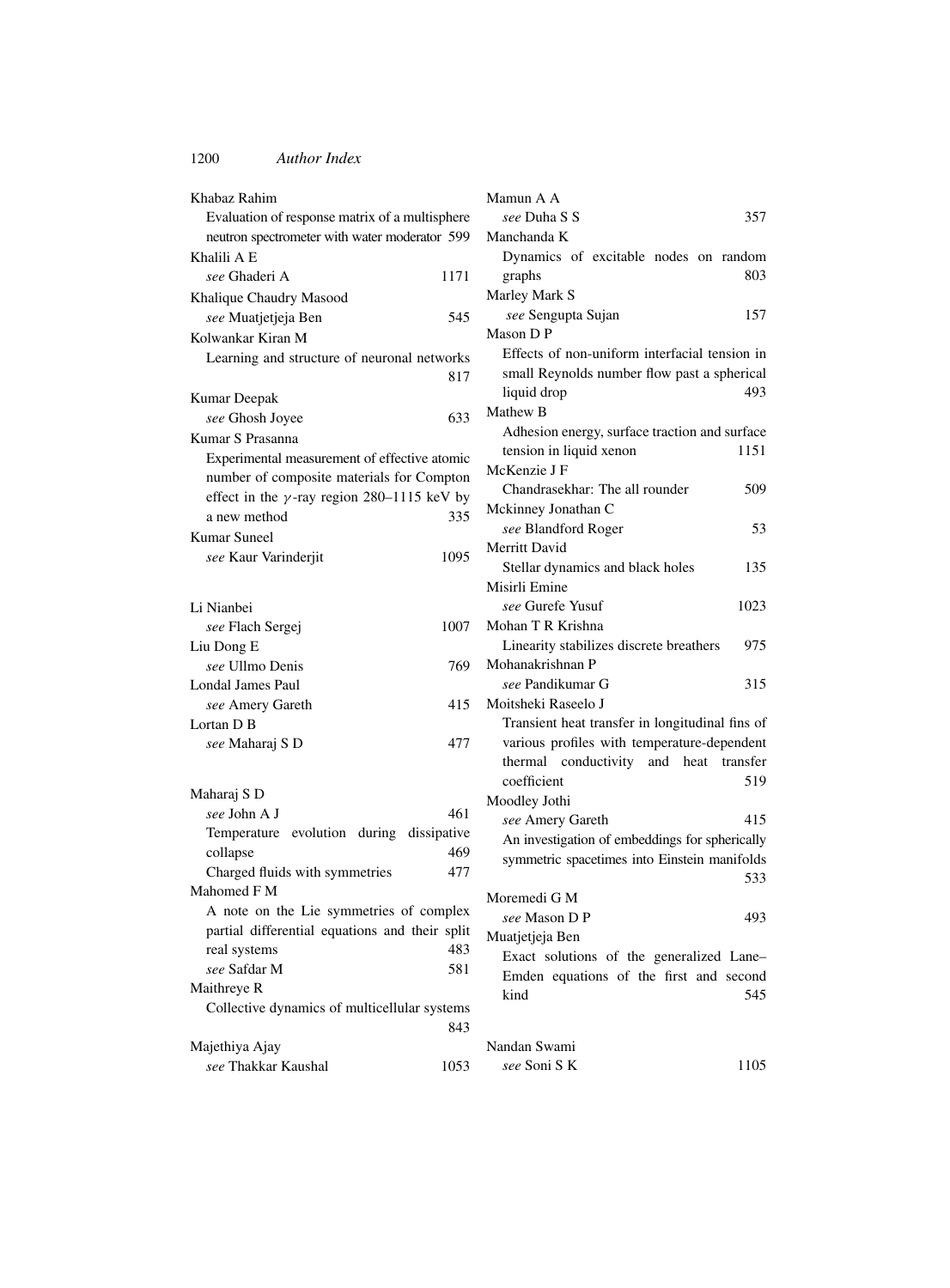Khabaz Rahim
  Evaluation of response matrix of a multisphere neutron spectrometer with water moderator 599

Khalili A E
  *see* Ghaderi A 1171

Khalique Chaudry Masood
  *see* Muatjetjeja Ben 545

Kolwankar Kiran M
  Learning and structure of neuronal networks 817

Kumar Deepak
  *see* Ghosh Joyee 633

Kumar S Prasanna
  Experimental measurement of effective atomic number of composite materials for Compton effect in the $\gamma$-ray region 280–1115 keV by a new method 335

Kumar Suneel
  *see* Kaur Varinderjit 1095

Li Nianbei
  *see* Flach Sergej 1007

Liu Dong E
  *see* Ullmo Denis 769

Londal James Paul
  *see* Amery Gareth 415

Lortan D B
  *see* Maharaj S D 477

Maharaj S D
  *see* John A J 461
  Temperature evolution during dissipative collapse 469
  Charged fluids with symmetries 477

Mahomed F M
  A note on the Lie symmetries of complex partial differential equations and their split real systems 483
  *see* Safdar M 581

Maithreye R
  Collective dynamics of multicellular systems 843

Majethiya Ajay
  *see* Thakkar Kaushal 1053

Mamun A A
  *see* Duha S S 357

Manchanda K
  Dynamics of excitable nodes on random graphs 803

Marley Mark S
  *see* Sengupta Sujan 157

Mason D P
  Effects of non-uniform interfacial tension in small Reynolds number flow past a spherical liquid drop 493

Mathew B
  Adhesion energy, surface traction and surface tension in liquid xenon 1151

McKenzie J F
  Chandrasekhar: The all rounder 509

Mckinney Jonathan C
  *see* Blandford Roger 53

Merritt David
  Stellar dynamics and black holes 135

Misirli Emine
  *see* Gurefe Yusuf 1023

Mohan T R Krishna
  Linearity stabilizes discrete breathers 975

Mohanakrishnan P
  *see* Pandikumar G 315

Moitsheki Raseelo J
  Transient heat transfer in longitudinal fins of various profiles with temperature-dependent thermal conductivity and heat transfer coefficient 519

Moodley Jothi
  *see* Amery Gareth 415
  An investigation of embeddings for spherically symmetric spacetimes into Einstein manifolds 533

Moremedi G M
  *see* Mason D P 493

Muatjetjeja Ben
  Exact solutions of the generalized Lane–Emden equations of the first and second kind 545

Nandan Swami
  *see* Soni S K 1105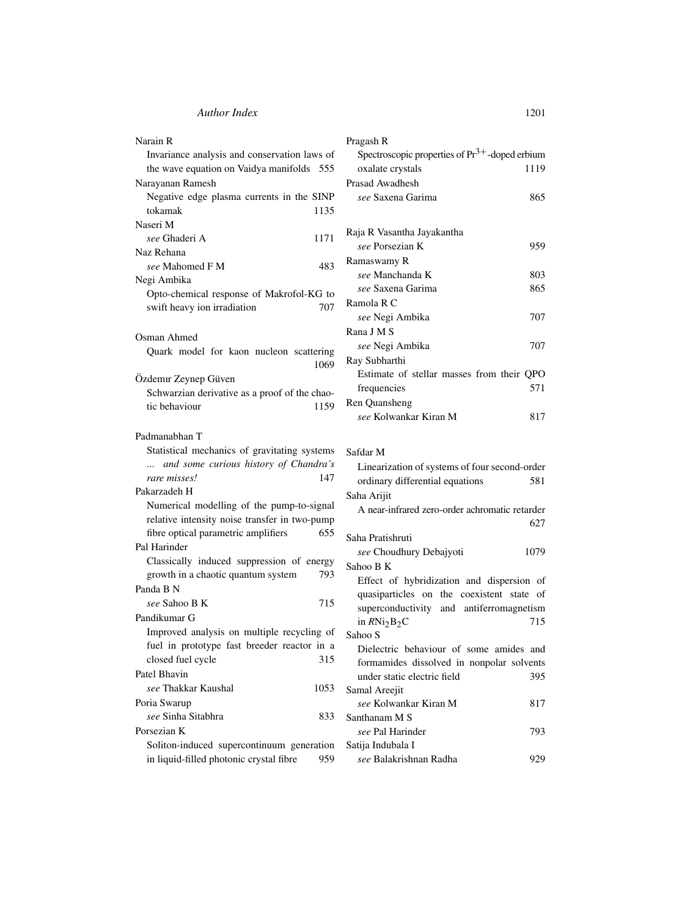Narain R
Invariance analysis and conservation laws of the wave equation on Vaidya manifolds 555

Narayanan Ramesh
Negative edge plasma currents in the SINP tokamak 1135

Naseri M
*see* Ghaderi A 1171

Naz Rehana
*see* Mahomed F M 483

Negi Ambika
Opto-chemical response of Makrofol-KG to swift heavy ion irradiation 707

Osman Ahmed
Quark model for kaon nucleon scattering 1069

Özdemır Zeynep Güven
Schwarzian derivative as a proof of the chaotic behaviour 1159

Padmanabhan T
Statistical mechanics of gravitating systems *... and some curious history of Chandra's rare misses!* 147

Pakarzadeh H
Numerical modelling of the pump-to-signal relative intensity noise transfer in two-pump fibre optical parametric amplifiers 655

Pal Harinder
Classically induced suppression of energy growth in a chaotic quantum system 793

Panda B N
*see* Sahoo B K 715

Pandikumar G
Improved analysis on multiple recycling of fuel in prototype fast breeder reactor in a closed fuel cycle 315

Patel Bhavin
*see* Thakkar Kaushal 1053

Poria Swarup
*see* Sinha Sitabhra 833

Porsezian K
Soliton-induced supercontinuum generation in liquid-filled photonic crystal fibre 959

Pragash R
Spectroscopic properties of $Pr^{3+}$-doped erbium oxalate crystals 1119

Prasad Awadhesh
*see* Saxena Garima 865

Raja R Vasantha Jayakantha
*see* Porsezian K 959

Ramaswamy R
*see* Manchanda K 803
*see* Saxena Garima 865

Ramola R C
*see* Negi Ambika 707

Rana J M S
*see* Negi Ambika 707

Ray Subharthi
Estimate of stellar masses from their QPO frequencies 571

Ren Quansheng
*see* Kolwankar Kiran M 817

Safdar M
Linearization of systems of four second-order ordinary differential equations 581

Saha Arijit
A near-infrared zero-order achromatic retarder 627

Saha Pratishruti
*see* Choudhury Debajyoti 1079

Sahoo B K
Effect of hybridization and dispersion of quasiparticles on the coexistent state of superconductivity and antiferromagnetism in $RNi_2B_2C$ 715

Sahoo S
Dielectric behaviour of some amides and formamides dissolved in nonpolar solvents under static electric field 395

Samal Areejit
*see* Kolwankar Kiran M 817

Santhanam M S
*see* Pal Harinder 793

Satija Indubala I
*see* Balakrishnan Radha 929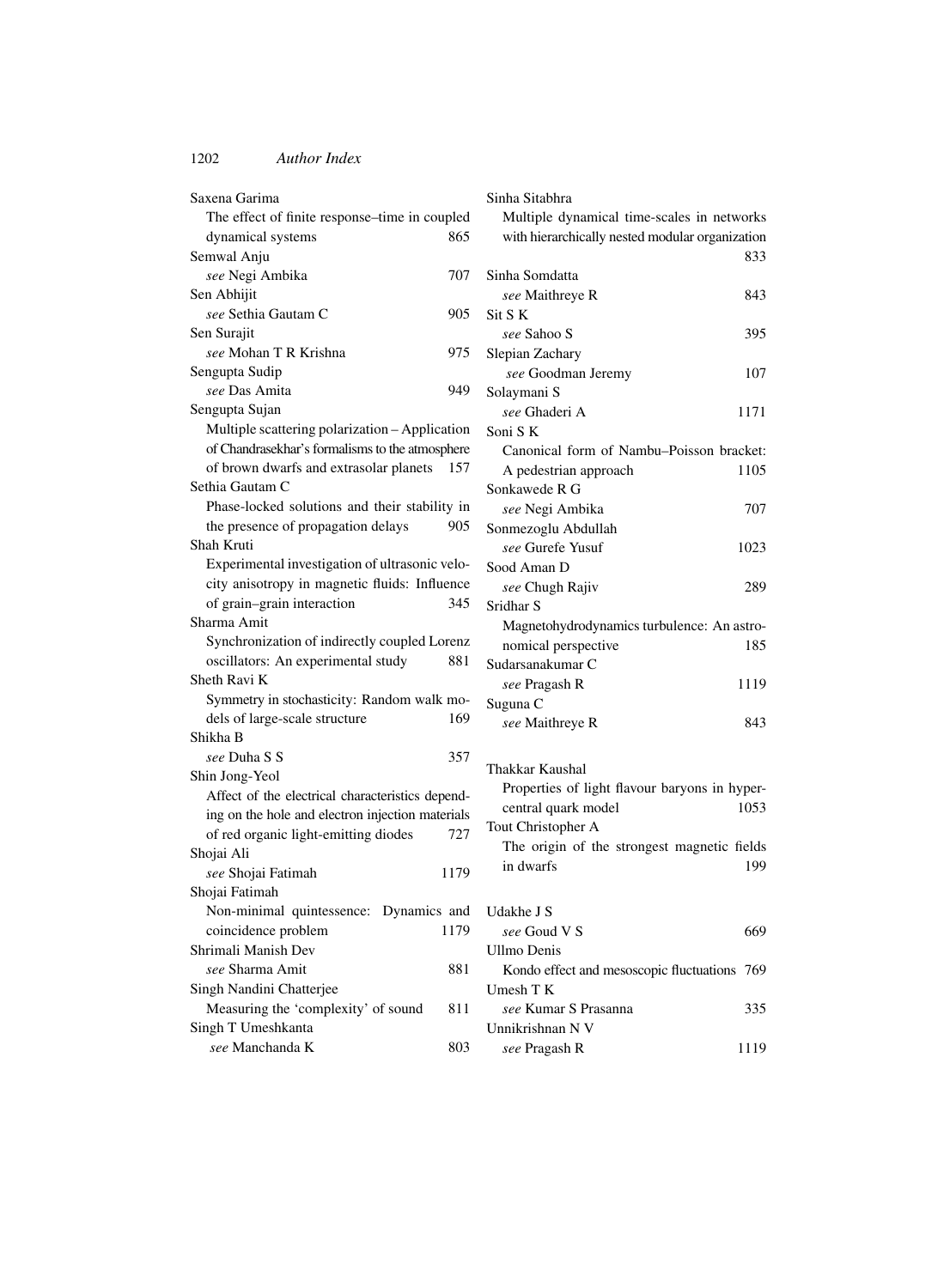Saxena Garima
The effect of finite response–time in coupled dynamical systems 865

Semwal Anju
*see* Negi Ambika 707

Sen Abhijit
*see* Sethia Gautam C 905

Sen Surajit
*see* Mohan T R Krishna 975

Sengupta Sudip
*see* Das Amita 949

Sengupta Sujan
Multiple scattering polarization – Application of Chandrasekhar's formalisms to the atmosphere of brown dwarfs and extrasolar planets 157

Sethia Gautam C
Phase-locked solutions and their stability in the presence of propagation delays 905

Shah Kruti
Experimental investigation of ultrasonic velocity anisotropy in magnetic fluids: Influence of grain–grain interaction 345

Sharma Amit
Synchronization of indirectly coupled Lorenz oscillators: An experimental study 881

Sheth Ravi K
Symmetry in stochasticity: Random walk models of large-scale structure 169

Shikha B
*see* Duha S S 357

Shin Jong-Yeol
Affect of the electrical characteristics depending on the hole and electron injection materials of red organic light-emitting diodes 727

Shojai Ali
*see* Shojai Fatimah 1179

Shojai Fatimah
Non-minimal quintessence: Dynamics and coincidence problem 1179

Shrimali Manish Dev
*see* Sharma Amit 881

Singh Nandini Chatterjee
Measuring the 'complexity' of sound 811

Singh T Umeshkanta
*see* Manchanda K 803

Sinha Sitabhra
Multiple dynamical time-scales in networks with hierarchically nested modular organization 833

Sinha Somdatta
*see* Maithreye R 843

Sit S K
*see* Sahoo S 395

Slepian Zachary
*see* Goodman Jeremy 107

Solaymani S
*see* Ghaderi A 1171

Soni S K
Canonical form of Nambu–Poisson bracket: A pedestrian approach 1105

Sonkawede R G
*see* Negi Ambika 707

Sonmezoglu Abdullah
*see* Gurefe Yusuf 1023

Sood Aman D
*see* Chugh Rajiv 289

Sridhar S
Magnetohydrodynamics turbulence: An astronomical perspective 185

Sudarsanakumar C
*see* Pragash R 1119

Suguna C
*see* Maithreye R 843

Thakkar Kaushal
Properties of light flavour baryons in hypercentral quark model 1053

Tout Christopher A
The origin of the strongest magnetic fields in dwarfs 199

Udakhe J S
*see* Goud V S 669

Ullmo Denis
Kondo effect and mesoscopic fluctuations 769

Umesh T K
*see* Kumar S Prasanna 335

Unnikrishnan N V
*see* Pragash R 1119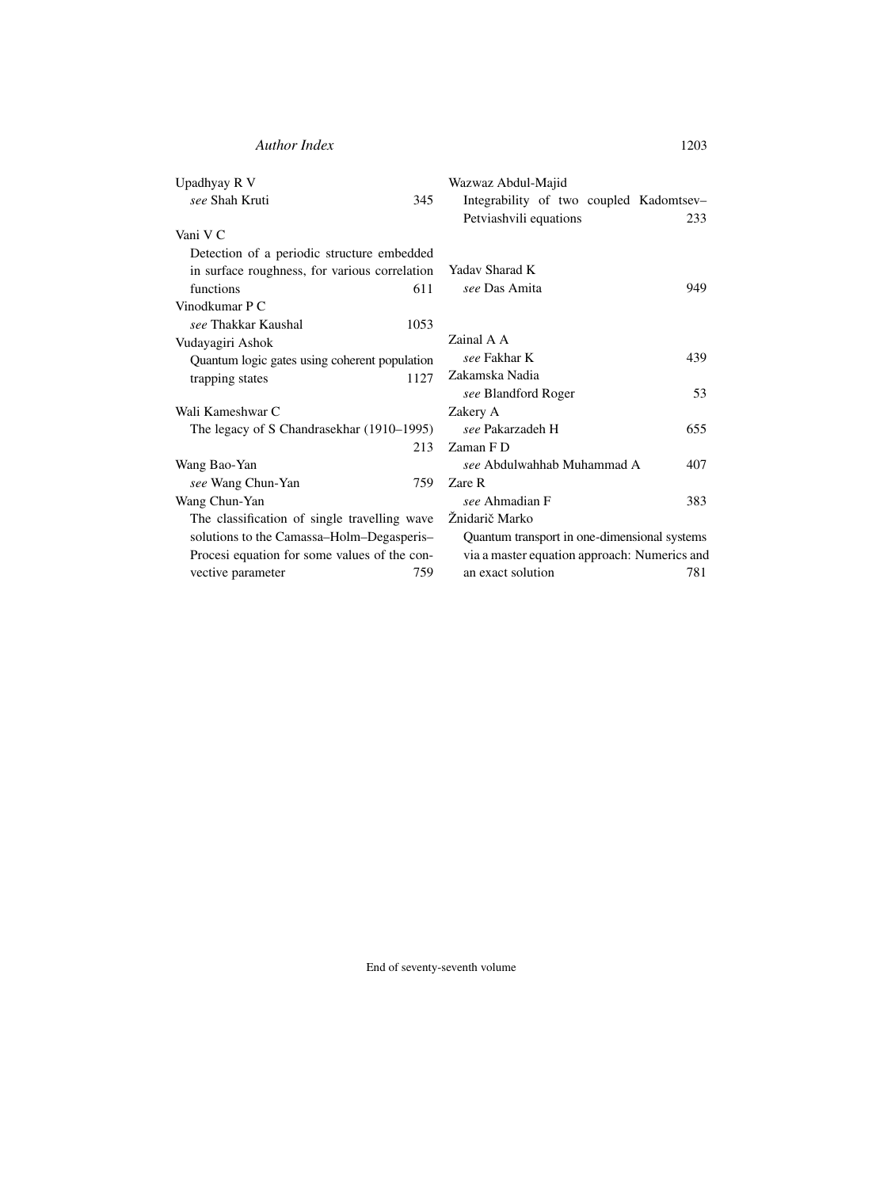Upadhyay R V
*see* Shah Kruti 345

Vani V C
Detection of a periodic structure embedded in surface roughness, for various correlation functions 611

Vinodkumar P C
*see* Thakkar Kaushal 1053

Vudayagiri Ashok
Quantum logic gates using coherent population trapping states 1127

Wali Kameshwar C
The legacy of S Chandrasekhar (1910–1995) 213

Wang Bao-Yan
*see* Wang Chun-Yan 759

Wang Chun-Yan
The classification of single travelling wave solutions to the Camassa–Holm–Degasperis–Procesi equation for some values of the convective parameter 759

Wazwaz Abdul-Majid
Integrability of two coupled Kadomtsev–Petviashvili equations 233

Yadav Sharad K
*see* Das Amita 949

Zainal A A
*see* Fakhar K 439

Zakamska Nadia
*see* Blandford Roger 53

Zakery A
*see* Pakarzadeh H 655

Zaman F D
*see* Abdulwahhab Muhammad A 407

Zare R
*see* Ahmadian F 383

Žnidarič Marko
Quantum transport in one-dimensional systems via a master equation approach: Numerics and an exact solution 781

End of seventy-seventh volume